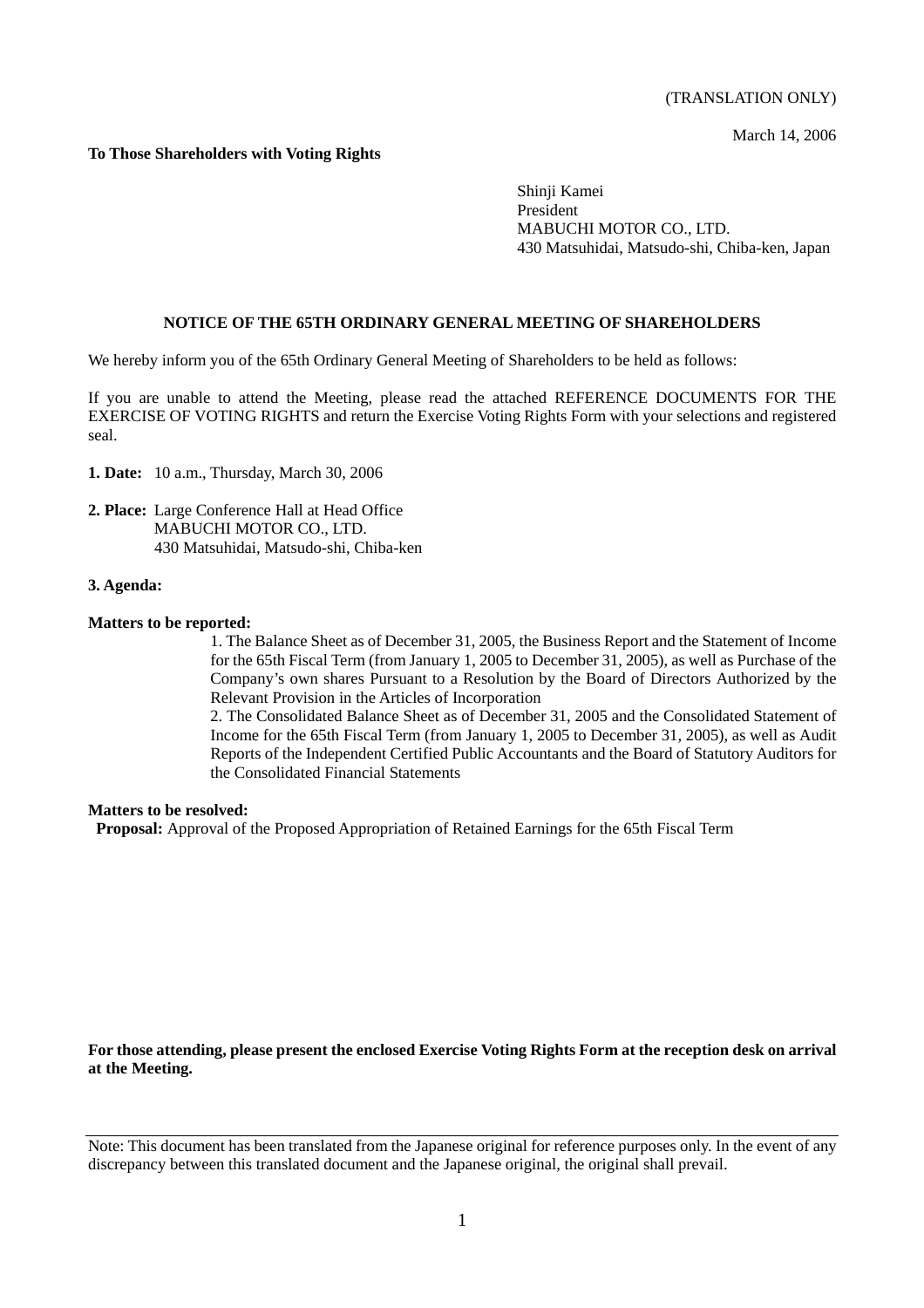(TRANSLATION ONLY)

March 14, 2006

**To Those Shareholders with Voting Rights**

Shinji Kamei
President
MABUCHI MOTOR CO., LTD.
430 Matsuhidai, Matsudo-shi, Chiba-ken, Japan

# NOTICE OF THE 65TH ORDINARY GENERAL MEETING OF SHAREHOLDERS

We hereby inform you of the 65th Ordinary General Meeting of Shareholders to be held as follows:

If you are unable to attend the Meeting, please read the attached REFERENCE DOCUMENTS FOR THE EXERCISE OF VOTING RIGHTS and return the Exercise Voting Rights Form with your selections and registered seal.

**1. Date:** 10 a.m., Thursday, March 30, 2006

**2. Place:** Large Conference Hall at Head Office
MABUCHI MOTOR CO., LTD.
430 Matsuhidai, Matsudo-shi, Chiba-ken

**3. Agenda:**

**Matters to be reported:**

1. The Balance Sheet as of December 31, 2005, the Business Report and the Statement of Income for the 65th Fiscal Term (from January 1, 2005 to December 31, 2005), as well as Purchase of the Company's own shares Pursuant to a Resolution by the Board of Directors Authorized by the Relevant Provision in the Articles of Incorporation
2. The Consolidated Balance Sheet as of December 31, 2005 and the Consolidated Statement of Income for the 65th Fiscal Term (from January 1, 2005 to December 31, 2005), as well as Audit Reports of the Independent Certified Public Accountants and the Board of Statutory Auditors for the Consolidated Financial Statements

**Matters to be resolved:**

**Proposal:** Approval of the Proposed Appropriation of Retained Earnings for the 65th Fiscal Term

**For those attending, please present the enclosed Exercise Voting Rights Form at the reception desk on arrival at the Meeting.**

Note: This document has been translated from the Japanese original for reference purposes only. In the event of any discrepancy between this translated document and the Japanese original, the original shall prevail.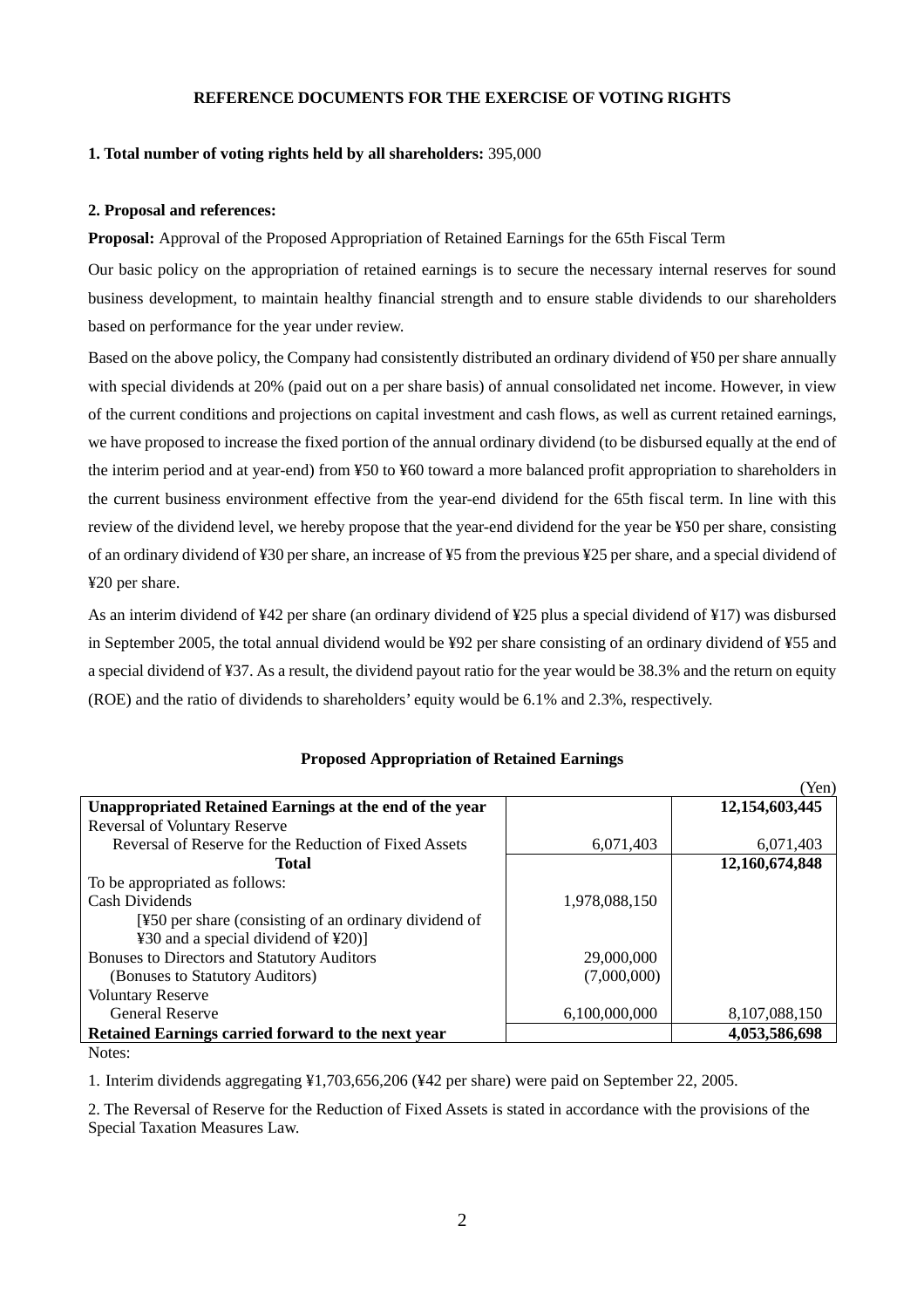## REFERENCE DOCUMENTS FOR THE EXERCISE OF VOTING RIGHTS

**1. Total number of voting rights held by all shareholders:** 395,000

**2. Proposal and references:**

**Proposal:** Approval of the Proposed Appropriation of Retained Earnings for the 65th Fiscal Term

Our basic policy on the appropriation of retained earnings is to secure the necessary internal reserves for sound business development, to maintain healthy financial strength and to ensure stable dividends to our shareholders based on performance for the year under review.

Based on the above policy, the Company had consistently distributed an ordinary dividend of ¥50 per share annually with special dividends at 20% (paid out on a per share basis) of annual consolidated net income. However, in view of the current conditions and projections on capital investment and cash flows, as well as current retained earnings, we have proposed to increase the fixed portion of the annual ordinary dividend (to be disbursed equally at the end of the interim period and at year-end) from ¥50 to ¥60 toward a more balanced profit appropriation to shareholders in the current business environment effective from the year-end dividend for the 65th fiscal term. In line with this review of the dividend level, we hereby propose that the year-end dividend for the year be ¥50 per share, consisting of an ordinary dividend of ¥30 per share, an increase of ¥5 from the previous ¥25 per share, and a special dividend of ¥20 per share.

As an interim dividend of ¥42 per share (an ordinary dividend of ¥25 plus a special dividend of ¥17) was disbursed in September 2005, the total annual dividend would be ¥92 per share consisting of an ordinary dividend of ¥55 and a special dividend of ¥37. As a result, the dividend payout ratio for the year would be 38.3% and the return on equity (ROE) and the ratio of dividends to shareholders' equity would be 6.1% and 2.3%, respectively.

**Proposed Appropriation of Retained Earnings**

(Yen)

| | | |
|---|---|---|
| **Unappropriated Retained Earnings at the end of the year** | | **12,154,603,445** |
| Reversal of Voluntary Reserve | | |
| Reversal of Reserve for the Reduction of Fixed Assets | 6,071,403 | 6,071,403 |
| **Total** | | **12,160,674,848** |
| To be appropriated as follows: | | |
| Cash Dividends | 1,978,088,150 | |
| [¥50 per share (consisting of an ordinary dividend of ¥30 and a special dividend of ¥20)] | | |
| Bonuses to Directors and Statutory Auditors | 29,000,000 | |
| (Bonuses to Statutory Auditors) | (7,000,000) | |
| Voluntary Reserve | | |
| General Reserve | 6,100,000,000 | 8,107,088,150 |
| **Retained Earnings carried forward to the next year** | | **4,053,586,698** |

Notes:

1. Interim dividends aggregating ¥1,703,656,206 (¥42 per share) were paid on September 22, 2005.

2. The Reversal of Reserve for the Reduction of Fixed Assets is stated in accordance with the provisions of the Special Taxation Measures Law.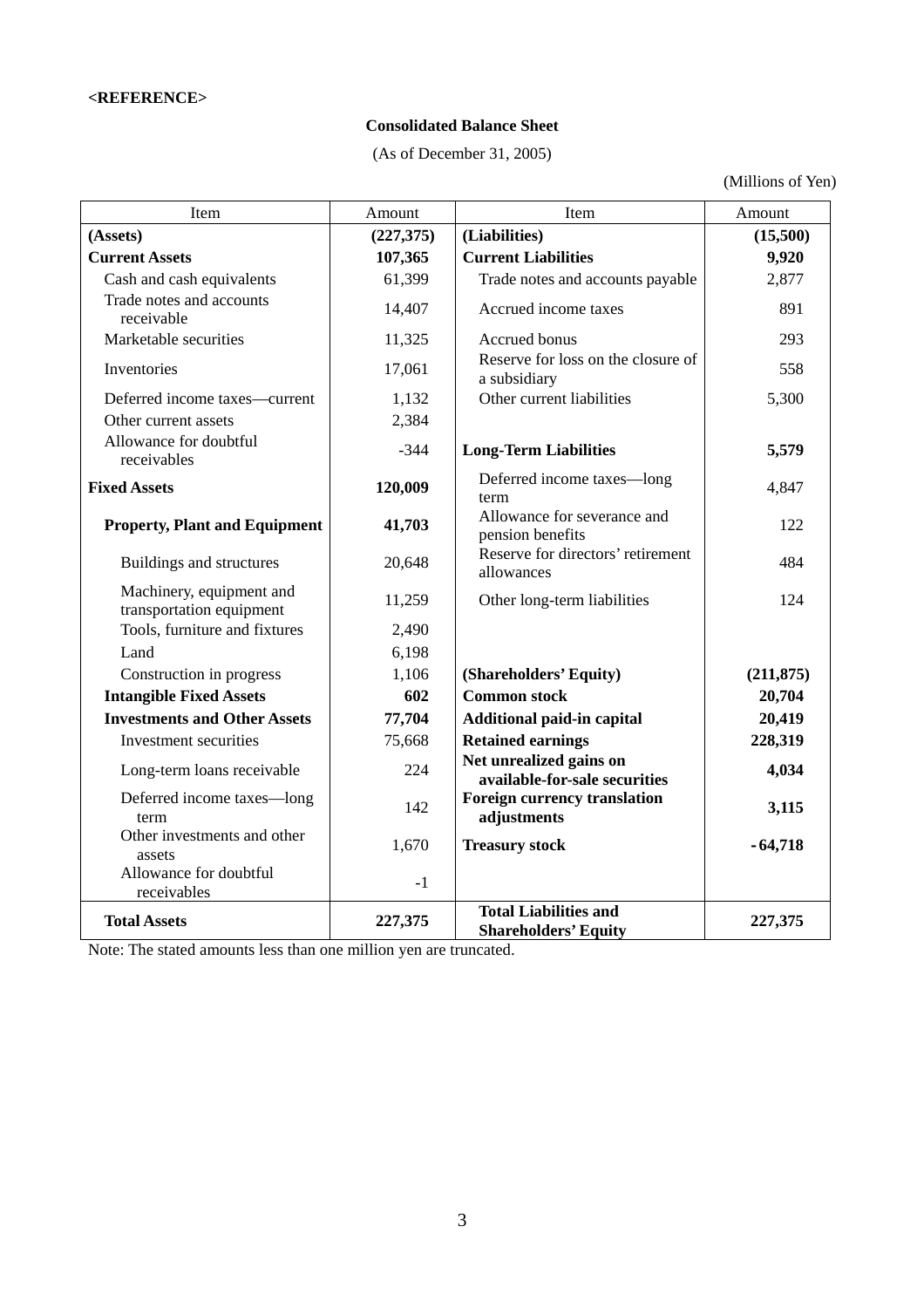**<REFERENCE>**

**Consolidated Balance Sheet**

(As of December 31, 2005)

(Millions of Yen)

| Item | Amount | Item | Amount |
|---|---|---|---|
| **(Assets)** | **(227,375)** | **(Liabilities)** | **(15,500)** |
| **Current Assets** | **107,365** | **Current Liabilities** | **9,920** |
| Cash and cash equivalents | 61,399 | Trade notes and accounts payable | 2,877 |
| Trade notes and accounts receivable | 14,407 | Accrued income taxes | 891 |
| Marketable securities | 11,325 | Accrued bonus | 293 |
| Inventories | 17,061 | Reserve for loss on the closure of a subsidiary | 558 |
| Deferred income taxes—current | 1,132 | Other current liabilities | 5,300 |
| Other current assets | 2,384 | | |
| Allowance for doubtful receivables | -344 | **Long-Term Liabilities** | **5,579** |
| **Fixed Assets** | **120,009** | Deferred income taxes—long term | 4,847 |
| **Property, Plant and Equipment** | **41,703** | Allowance for severance and pension benefits | 122 |
| Buildings and structures | 20,648 | Reserve for directors' retirement allowances | 484 |
| Machinery, equipment and transportation equipment | 11,259 | Other long-term liabilities | 124 |
| Tools, furniture and fixtures | 2,490 | | |
| Land | 6,198 | | |
| Construction in progress | 1,106 | **(Shareholders' Equity)** | **(211,875)** |
| **Intangible Fixed Assets** | **602** | **Common stock** | **20,704** |
| **Investments and Other Assets** | **77,704** | **Additional paid-in capital** | **20,419** |
| Investment securities | 75,668 | **Retained earnings** | **228,319** |
| Long-term loans receivable | 224 | **Net unrealized gains on available-for-sale securities** | **4,034** |
| Deferred income taxes—long term | 142 | **Foreign currency translation adjustments** | **3,115** |
| Other investments and other assets | 1,670 | **Treasury stock** | **-64,718** |
| Allowance for doubtful receivables | -1 | | |
| **Total Assets** | **227,375** | **Total Liabilities and Shareholders' Equity** | **227,375** |

Note: The stated amounts less than one million yen are truncated.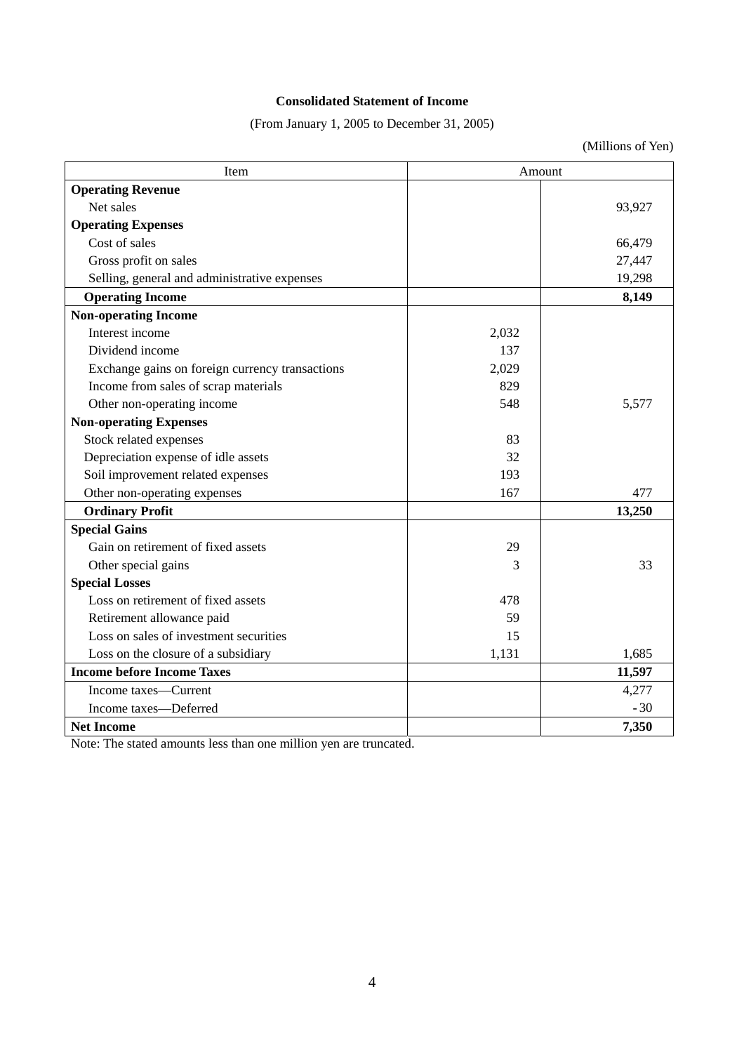**Consolidated Statement of Income**

(From January 1, 2005 to December 31, 2005)

(Millions of Yen)

| Item | Amount | |
|---|---|---|
| **Operating Revenue** | | |
| Net sales | | 93,927 |
| **Operating Expenses** | | |
| Cost of sales | | 66,479 |
| Gross profit on sales | | 27,447 |
| Selling, general and administrative expenses | | 19,298 |
| **Operating Income** | | **8,149** |
| **Non-operating Income** | | |
| Interest income | 2,032 | |
| Dividend income | 137 | |
| Exchange gains on foreign currency transactions | 2,029 | |
| Income from sales of scrap materials | 829 | |
| Other non-operating income | 548 | 5,577 |
| **Non-operating Expenses** | | |
| Stock related expenses | 83 | |
| Depreciation expense of idle assets | 32 | |
| Soil improvement related expenses | 193 | |
| Other non-operating expenses | 167 | 477 |
| **Ordinary Profit** | | **13,250** |
| **Special Gains** | | |
| Gain on retirement of fixed assets | 29 | |
| Other special gains | 3 | 33 |
| **Special Losses** | | |
| Loss on retirement of fixed assets | 478 | |
| Retirement allowance paid | 59 | |
| Loss on sales of investment securities | 15 | |
| Loss on the closure of a subsidiary | 1,131 | 1,685 |
| **Income before Income Taxes** | | **11,597** |
| Income taxes—Current | | 4,277 |
| Income taxes—Deferred | | -30 |
| **Net Income** | | **7,350** |

Note: The stated amounts less than one million yen are truncated.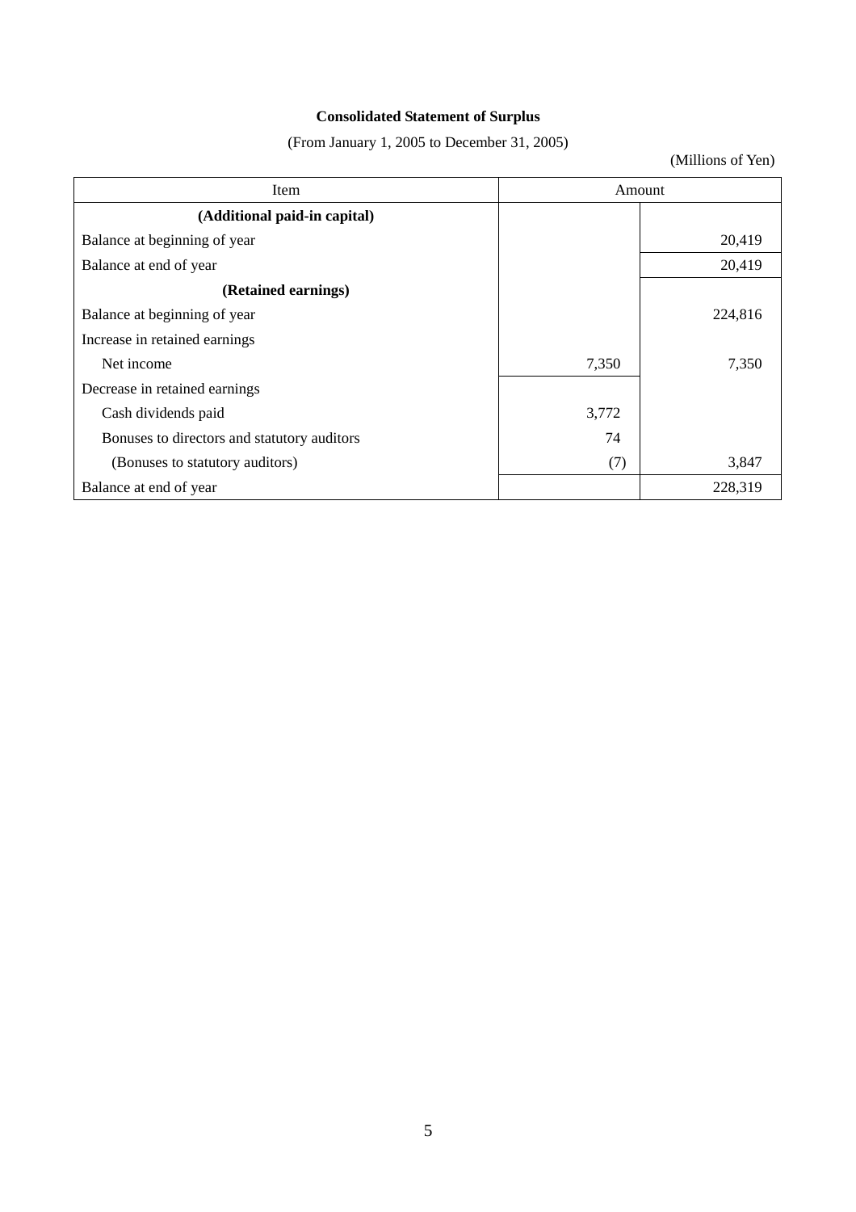**Consolidated Statement of Surplus**

(From January 1, 2005 to December 31, 2005)

(Millions of Yen)

| Item | Amount | |
|---|---|---|
| **(Additional paid-in capital)** | | |
| Balance at beginning of year | | 20,419 |
| Balance at end of year | | 20,419 |
| **(Retained earnings)** | | |
| Balance at beginning of year | | 224,816 |
| Increase in retained earnings | | |
| Net income | 7,350 | 7,350 |
| Decrease in retained earnings | | |
| Cash dividends paid | 3,772 | |
| Bonuses to directors and statutory auditors | 74 | |
| (Bonuses to statutory auditors) | (7) | 3,847 |
| Balance at end of year | | 228,319 |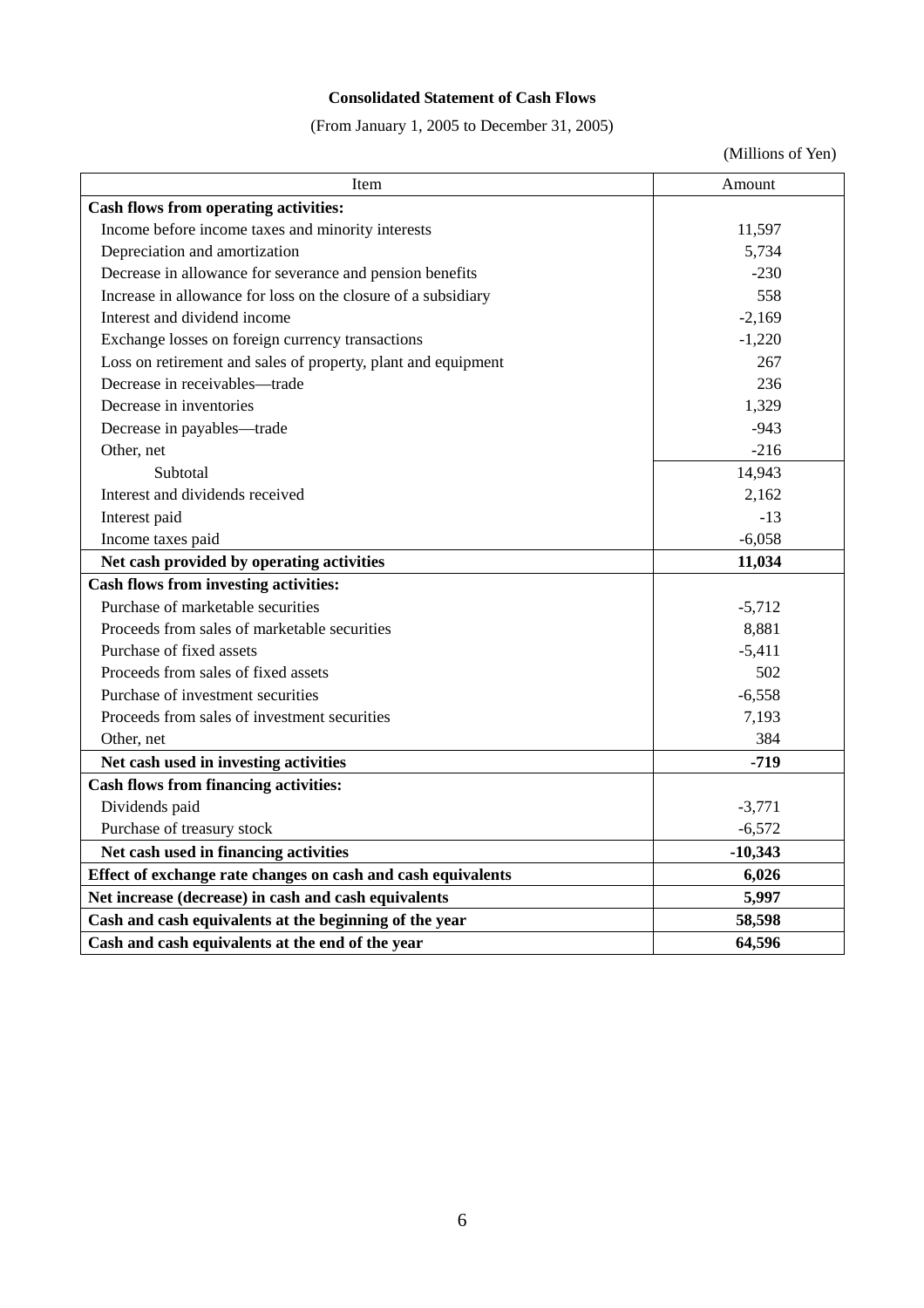**Consolidated Statement of Cash Flows**

(From January 1, 2005 to December 31, 2005)

(Millions of Yen)

| Item | Amount |
|---|---|
| **Cash flows from operating activities:** | |
| Income before income taxes and minority interests | 11,597 |
| Depreciation and amortization | 5,734 |
| Decrease in allowance for severance and pension benefits | -230 |
| Increase in allowance for loss on the closure of a subsidiary | 558 |
| Interest and dividend income | -2,169 |
| Exchange losses on foreign currency transactions | -1,220 |
| Loss on retirement and sales of property, plant and equipment | 267 |
| Decrease in receivables—trade | 236 |
| Decrease in inventories | 1,329 |
| Decrease in payables—trade | -943 |
| Other, net | -216 |
| Subtotal | 14,943 |
| Interest and dividends received | 2,162 |
| Interest paid | -13 |
| Income taxes paid | -6,058 |
| **Net cash provided by operating activities** | **11,034** |
| **Cash flows from investing activities:** | |
| Purchase of marketable securities | -5,712 |
| Proceeds from sales of marketable securities | 8,881 |
| Purchase of fixed assets | -5,411 |
| Proceeds from sales of fixed assets | 502 |
| Purchase of investment securities | -6,558 |
| Proceeds from sales of investment securities | 7,193 |
| Other, net | 384 |
| **Net cash used in investing activities** | **-719** |
| **Cash flows from financing activities:** | |
| Dividends paid | -3,771 |
| Purchase of treasury stock | -6,572 |
| **Net cash used in financing activities** | **-10,343** |
| **Effect of exchange rate changes on cash and cash equivalents** | **6,026** |
| **Net increase (decrease) in cash and cash equivalents** | **5,997** |
| **Cash and cash equivalents at the beginning of the year** | **58,598** |
| **Cash and cash equivalents at the end of the year** | **64,596** |